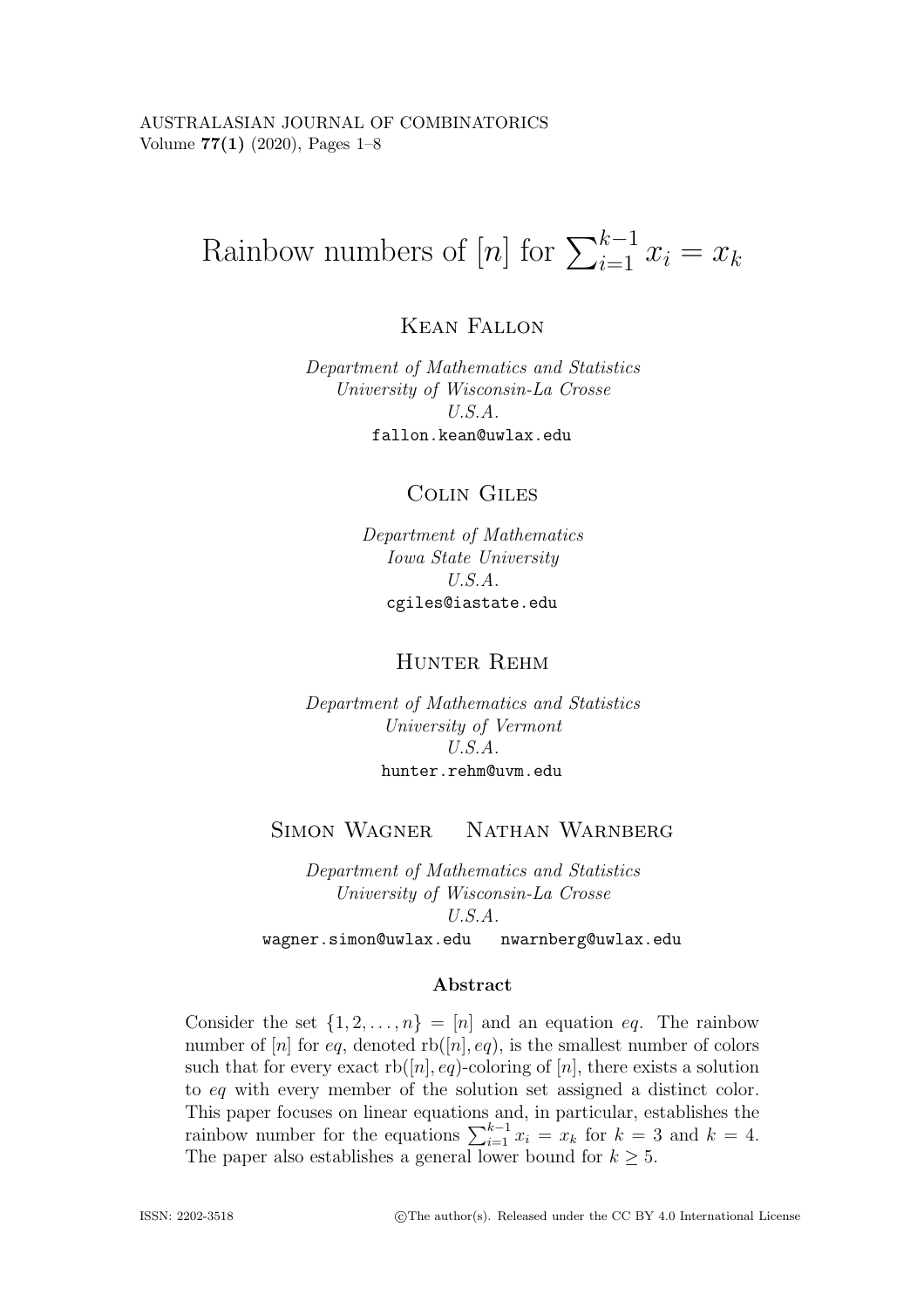# Rainbow numbers of $[n]$ for $\sum_{i=1}^{k-1} x_i = x_k$

Kean Fallon

*Department of Mathematics and Statistics*
*University of Wisconsin-La Crosse*
*U.S.A.*
fallon.kean@uwlax.edu

Colin Giles

*Department of Mathematics*
*Iowa State University*
*U.S.A.*
cgiles@iastate.edu

Hunter Rehm

*Department of Mathematics and Statistics*
*University of Vermont*
*U.S.A.*
hunter.rehm@uvm.edu

Simon Wagner Nathan Warnberg

*Department of Mathematics and Statistics*
*University of Wisconsin-La Crosse*
*U.S.A.*
wagner.simon@uwlax.edu nwarnberg@uwlax.edu

**Abstract**

Consider the set $\{1, 2, \ldots, n\} = [n]$ and an equation $eq$. The rainbow number of $[n]$ for $eq$, denoted $\operatorname{rb}([n], eq)$, is the smallest number of colors such that for every exact $\operatorname{rb}([n], eq)$-coloring of $[n]$, there exists a solution to $eq$ with every member of the solution set assigned a distinct color. This paper focuses on linear equations and, in particular, establishes the rainbow number for the equations $\sum_{i=1}^{k-1} x_i = x_k$ for $k = 3$ and $k = 4$. The paper also establishes a general lower bound for $k \geq 5$.

ISSN: 2202-3518 ©The author(s). Released under the CC BY 4.0 International License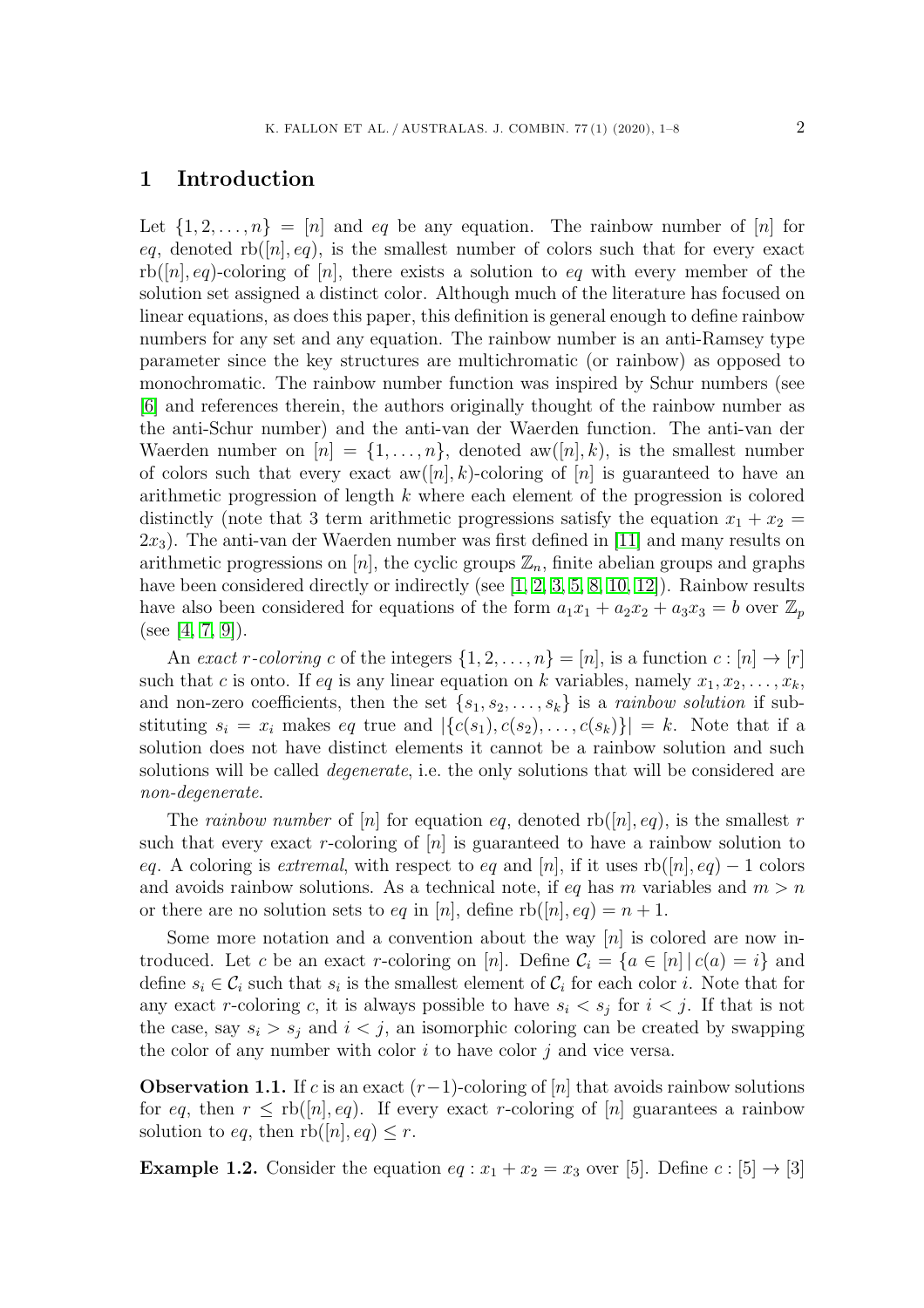## 1 Introduction

Let $\{1, 2, \ldots, n\} = [n]$ and $eq$ be any equation. The rainbow number of $[n]$ for $eq$, denoted $\text{rb}([n], eq)$, is the smallest number of colors such that for every exact $\text{rb}([n], eq)$-coloring of $[n]$, there exists a solution to $eq$ with every member of the solution set assigned a distinct color. Although much of the literature has focused on linear equations, as does this paper, this definition is general enough to define rainbow numbers for any set and any equation. The rainbow number is an anti-Ramsey type parameter since the key structures are multichromatic (or rainbow) as opposed to monochromatic. The rainbow number function was inspired by Schur numbers (see [6] and references therein, the authors originally thought of the rainbow number as the anti-Schur number) and the anti-van der Waerden function. The anti-van der Waerden number on $[n] = \{1, \ldots, n\}$, denoted $\text{aw}([n], k)$, is the smallest number of colors such that every exact $\text{aw}([n], k)$-coloring of $[n]$ is guaranteed to have an arithmetic progression of length $k$ where each element of the progression is colored distinctly (note that 3 term arithmetic progressions satisfy the equation $x_1 + x_2 = 2x_3$). The anti-van der Waerden number was first defined in [11] and many results on arithmetic progressions on $[n]$, the cyclic groups $\mathbb{Z}_n$, finite abelian groups and graphs have been considered directly or indirectly (see [1, 2, 3, 5, 8, 10, 12]). Rainbow results have also been considered for equations of the form $a_1x_1 + a_2x_2 + a_3x_3 = b$ over $\mathbb{Z}_p$ (see [4, 7, 9]).

An *exact $r$-coloring* $c$ of the integers $\{1, 2, \ldots, n\} = [n]$, is a function $c : [n] \to [r]$ such that $c$ is onto. If $eq$ is any linear equation on $k$ variables, namely $x_1, x_2, \ldots, x_k$, and non-zero coefficients, then the set $\{s_1, s_2, \ldots, s_k\}$ is a *rainbow solution* if substituting $s_i = x_i$ makes $eq$ true and $|\{c(s_1), c(s_2), \ldots, c(s_k)\}| = k$. Note that if a solution does not have distinct elements it cannot be a rainbow solution and such solutions will be called *degenerate*, i.e. the only solutions that will be considered are *non-degenerate*.

The *rainbow number* of $[n]$ for equation $eq$, denoted $\text{rb}([n], eq)$, is the smallest $r$ such that every exact $r$-coloring of $[n]$ is guaranteed to have a rainbow solution to $eq$. A coloring is *extremal*, with respect to $eq$ and $[n]$, if it uses $\text{rb}([n], eq) - 1$ colors and avoids rainbow solutions. As a technical note, if $eq$ has $m$ variables and $m > n$ or there are no solution sets to $eq$ in $[n]$, define $\text{rb}([n], eq) = n + 1$.

Some more notation and a convention about the way $[n]$ is colored are now introduced. Let $c$ be an exact $r$-coloring on $[n]$. Define $\mathcal{C}_i = \{a \in [n] \,|\, c(a) = i\}$ and define $s_i \in \mathcal{C}_i$ such that $s_i$ is the smallest element of $\mathcal{C}_i$ for each color $i$. Note that for any exact $r$-coloring $c$, it is always possible to have $s_i < s_j$ for $i < j$. If that is not the case, say $s_i > s_j$ and $i < j$, an isomorphic coloring can be created by swapping the color of any number with color $i$ to have color $j$ and vice versa.

**Observation 1.1.** If $c$ is an exact $(r-1)$-coloring of $[n]$ that avoids rainbow solutions for $eq$, then $r \leq \text{rb}([n], eq)$. If every exact $r$-coloring of $[n]$ guarantees a rainbow solution to $eq$, then $\text{rb}([n], eq) \leq r$.

**Example 1.2.** Consider the equation $eq : x_1 + x_2 = x_3$ over $[5]$. Define $c : [5] \to [3]$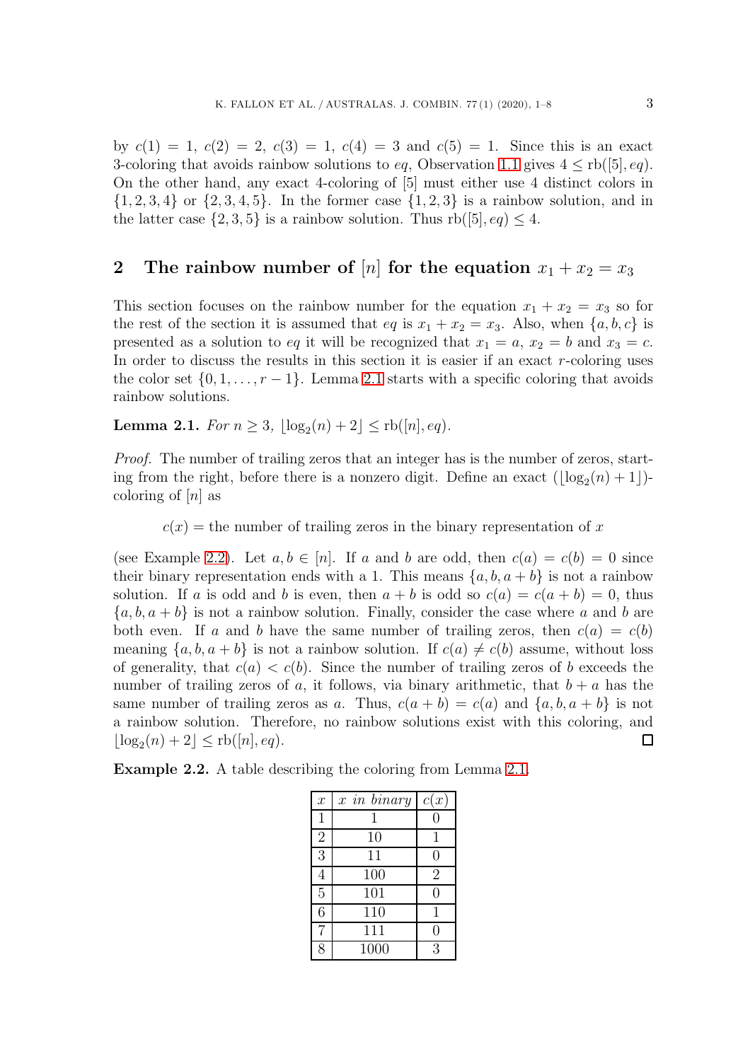by $c(1) = 1$, $c(2) = 2$, $c(3) = 1$, $c(4) = 3$ and $c(5) = 1$. Since this is an exact 3-coloring that avoids rainbow solutions to $eq$, Observation 1.1 gives $4 \leq \text{rb}([5], eq)$. On the other hand, any exact 4-coloring of [5] must either use 4 distinct colors in $\{1, 2, 3, 4\}$ or $\{2, 3, 4, 5\}$. In the former case $\{1, 2, 3\}$ is a rainbow solution, and in the latter case $\{2, 3, 5\}$ is a rainbow solution. Thus $\text{rb}([5], eq) \leq 4$.

## 2 The rainbow number of $[n]$ for the equation $x_1 + x_2 = x_3$

This section focuses on the rainbow number for the equation $x_1 + x_2 = x_3$ so for the rest of the section it is assumed that $eq$ is $x_1 + x_2 = x_3$. Also, when $\{a, b, c\}$ is presented as a solution to $eq$ it will be recognized that $x_1 = a$, $x_2 = b$ and $x_3 = c$. In order to discuss the results in this section it is easier if an exact $r$-coloring uses the color set $\{0, 1, \ldots, r-1\}$. Lemma 2.1 starts with a specific coloring that avoids rainbow solutions.

**Lemma 2.1.** *For $n \geq 3$, $\lfloor \log_2(n) + 2 \rfloor \leq \text{rb}([n], eq)$.*

*Proof.* The number of trailing zeros that an integer has is the number of zeros, starting from the right, before there is a nonzero digit. Define an exact $(\lfloor \log_2(n) + 1 \rfloor)$-coloring of $[n]$ as

$$c(x) = \text{the number of trailing zeros in the binary representation of } x$$

(see Example 2.2). Let $a, b \in [n]$. If $a$ and $b$ are odd, then $c(a) = c(b) = 0$ since their binary representation ends with a 1. This means $\{a, b, a+b\}$ is not a rainbow solution. If $a$ is odd and $b$ is even, then $a + b$ is odd so $c(a) = c(a + b) = 0$, thus $\{a, b, a+b\}$ is not a rainbow solution. Finally, consider the case where $a$ and $b$ are both even. If $a$ and $b$ have the same number of trailing zeros, then $c(a) = c(b)$ meaning $\{a, b, a + b\}$ is not a rainbow solution. If $c(a) \neq c(b)$ assume, without loss of generality, that $c(a) < c(b)$. Since the number of trailing zeros of $b$ exceeds the number of trailing zeros of $a$, it follows, via binary arithmetic, that $b + a$ has the same number of trailing zeros as $a$. Thus, $c(a + b) = c(a)$ and $\{a, b, a + b\}$ is not a rainbow solution. Therefore, no rainbow solutions exist with this coloring, and $\lfloor \log_2(n) + 2 \rfloor \leq \text{rb}([n], eq)$. ∎

**Example 2.2.** A table describing the coloring from Lemma 2.1.

| $x$ | *$x$ in binary* | $c(x)$ |
|---|---|---|
| 1 | 1 | 0 |
| 2 | 10 | 1 |
| 3 | 11 | 0 |
| 4 | 100 | 2 |
| 5 | 101 | 0 |
| 6 | 110 | 1 |
| 7 | 111 | 0 |
| 8 | 1000 | 3 |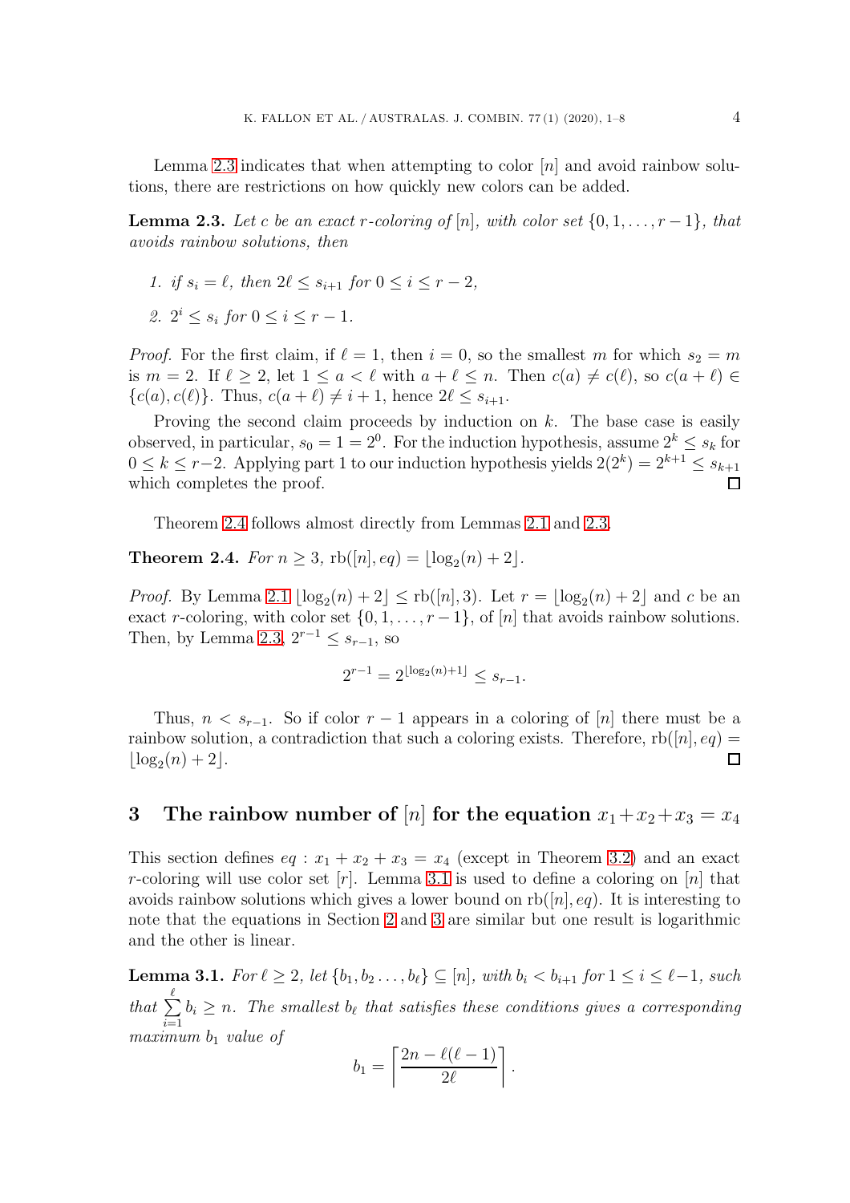Lemma 2.3 indicates that when attempting to color $[n]$ and avoid rainbow solutions, there are restrictions on how quickly new colors can be added.

**Lemma 2.3.** *Let $c$ be an exact $r$-coloring of $[n]$, with color set $\{0, 1, \ldots, r-1\}$, that avoids rainbow solutions, then*

1. *if $s_i = \ell$, then $2\ell \leq s_{i+1}$ for $0 \leq i \leq r-2$,*
2. *$2^i \leq s_i$ for $0 \leq i \leq r-1$.*

*Proof.* For the first claim, if $\ell = 1$, then $i = 0$, so the smallest $m$ for which $s_2 = m$ is $m = 2$. If $\ell \geq 2$, let $1 \leq a < \ell$ with $a + \ell \leq n$. Then $c(a) \neq c(\ell)$, so $c(a + \ell) \in \{c(a), c(\ell)\}$. Thus, $c(a + \ell) \neq i + 1$, hence $2\ell \leq s_{i+1}$.

Proving the second claim proceeds by induction on $k$. The base case is easily observed, in particular, $s_0 = 1 = 2^0$. For the induction hypothesis, assume $2^k \leq s_k$ for $0 \leq k \leq r-2$. Applying part 1 to our induction hypothesis yields $2(2^k) = 2^{k+1} \leq s_{k+1}$ which completes the proof. □

Theorem 2.4 follows almost directly from Lemmas 2.1 and 2.3.

**Theorem 2.4.** *For $n \geq 3$, $\text{rb}([n], eq) = \lfloor \log_2(n) + 2 \rfloor$.*

*Proof.* By Lemma 2.1 $\lfloor \log_2(n) + 2 \rfloor \leq \text{rb}([n], 3)$. Let $r = \lfloor \log_2(n) + 2 \rfloor$ and $c$ be an exact $r$-coloring, with color set $\{0, 1, \ldots, r-1\}$, of $[n]$ that avoids rainbow solutions. Then, by Lemma 2.3, $2^{r-1} \leq s_{r-1}$, so

$$2^{r-1} = 2^{\lfloor \log_2(n)+1 \rfloor} \leq s_{r-1}.$$

Thus, $n < s_{r-1}$. So if color $r-1$ appears in a coloring of $[n]$ there must be a rainbow solution, a contradiction that such a coloring exists. Therefore, $\text{rb}([n], eq) = \lfloor \log_2(n) + 2 \rfloor$. □

## 3 The rainbow number of $[n]$ for the equation $x_1 + x_2 + x_3 = x_4$

This section defines $eq : x_1 + x_2 + x_3 = x_4$ (except in Theorem 3.2) and an exact $r$-coloring will use color set $[r]$. Lemma 3.1 is used to define a coloring on $[n]$ that avoids rainbow solutions which gives a lower bound on $\text{rb}([n], eq)$. It is interesting to note that the equations in Section 2 and 3 are similar but one result is logarithmic and the other is linear.

**Lemma 3.1.** *For $\ell \geq 2$, let $\{b_1, b_2 \ldots, b_\ell\} \subseteq [n]$, with $b_i < b_{i+1}$ for $1 \leq i \leq \ell-1$, such that $\sum_{i=1}^{\ell} b_i \geq n$. The smallest $b_\ell$ that satisfies these conditions gives a corresponding maximum $b_1$ value of*

$$b_1 = \left\lceil \frac{2n - \ell(\ell-1)}{2\ell} \right\rceil.$$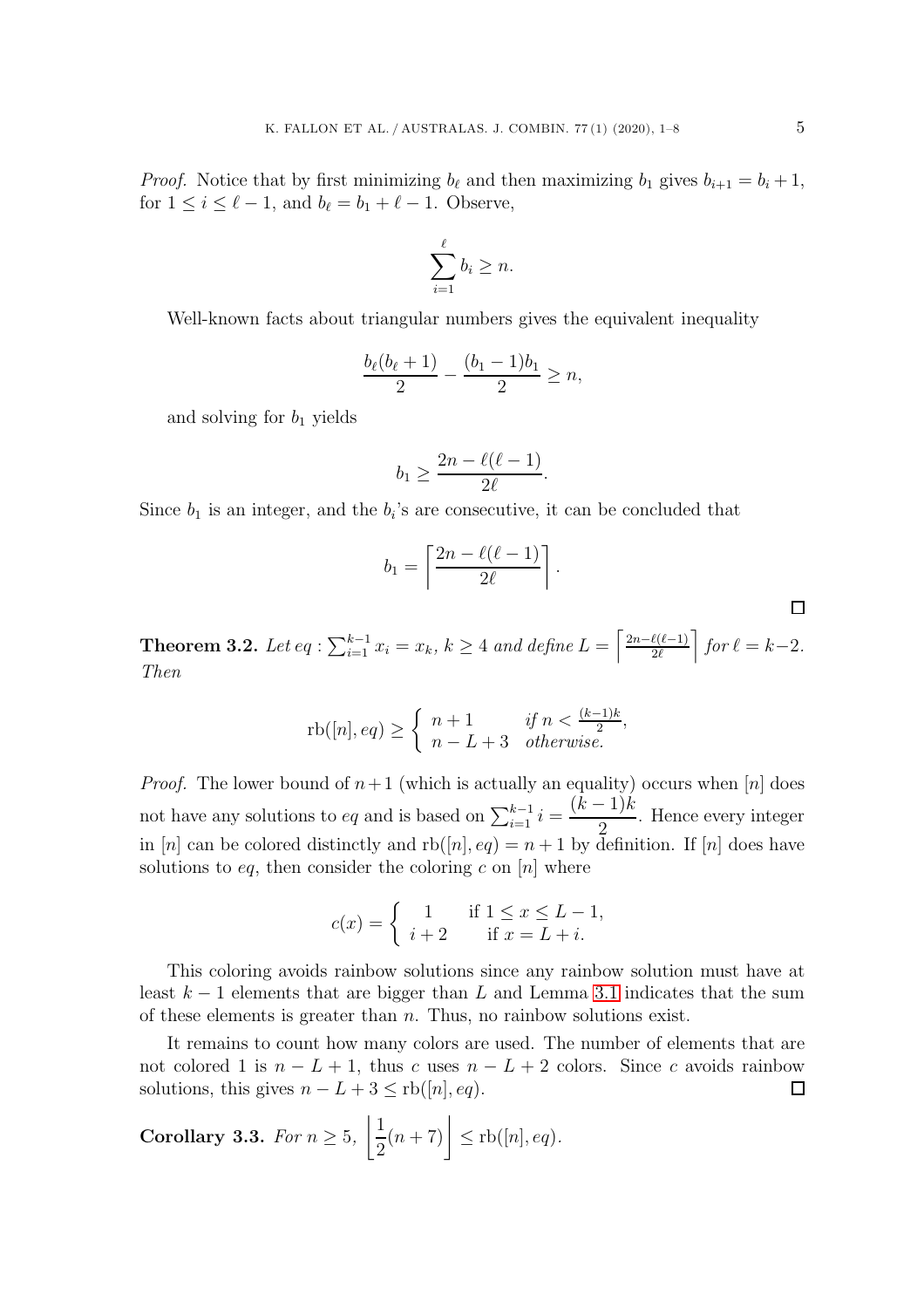*Proof.* Notice that by first minimizing $b_\ell$ and then maximizing $b_1$ gives $b_{i+1} = b_i + 1$, for $1 \le i \le \ell - 1$, and $b_\ell = b_1 + \ell - 1$. Observe,

$$\sum_{i=1}^{\ell} b_i \ge n.$$

Well-known facts about triangular numbers gives the equivalent inequality

$$\frac{b_\ell(b_\ell + 1)}{2} - \frac{(b_1 - 1)b_1}{2} \ge n,$$

and solving for $b_1$ yields

$$b_1 \ge \frac{2n - \ell(\ell - 1)}{2\ell}.$$

Since $b_1$ is an integer, and the $b_i$'s are consecutive, it can be concluded that

$$b_1 = \left\lceil \frac{2n - \ell(\ell - 1)}{2\ell} \right\rceil.$$

□

**Theorem 3.2.** *Let* $eq : \sum_{i=1}^{k-1} x_i = x_k$*,* $k \ge 4$ *and define* $L = \left\lceil \frac{2n - \ell(\ell-1)}{2\ell} \right\rceil$ *for* $\ell = k-2$*. Then*

$$\operatorname{rb}([n], eq) \ge \begin{cases} n + 1 & \text{if } n < \frac{(k-1)k}{2}, \\ n - L + 3 & \text{otherwise.} \end{cases}$$

*Proof.* The lower bound of $n+1$ (which is actually an equality) occurs when $[n]$ does not have any solutions to $eq$ and is based on $\sum_{i=1}^{k-1} i = \dfrac{(k-1)k}{2}$. Hence every integer in $[n]$ can be colored distinctly and $\operatorname{rb}([n], eq) = n + 1$ by definition. If $[n]$ does have solutions to $eq$, then consider the coloring $c$ on $[n]$ where

$$c(x) = \begin{cases} 1 & \text{if } 1 \le x \le L - 1, \\ i + 2 & \text{if } x = L + i. \end{cases}$$

This coloring avoids rainbow solutions since any rainbow solution must have at least $k - 1$ elements that are bigger than $L$ and Lemma 3.1 indicates that the sum of these elements is greater than $n$. Thus, no rainbow solutions exist.

It remains to count how many colors are used. The number of elements that are not colored 1 is $n - L + 1$, thus $c$ uses $n - L + 2$ colors. Since $c$ avoids rainbow solutions, this gives $n - L + 3 \le \operatorname{rb}([n], eq)$. □

**Corollary 3.3.** *For* $n \ge 5$*,* $\left\lfloor \dfrac{1}{2}(n + 7) \right\rfloor \le \operatorname{rb}([n], eq)$*.*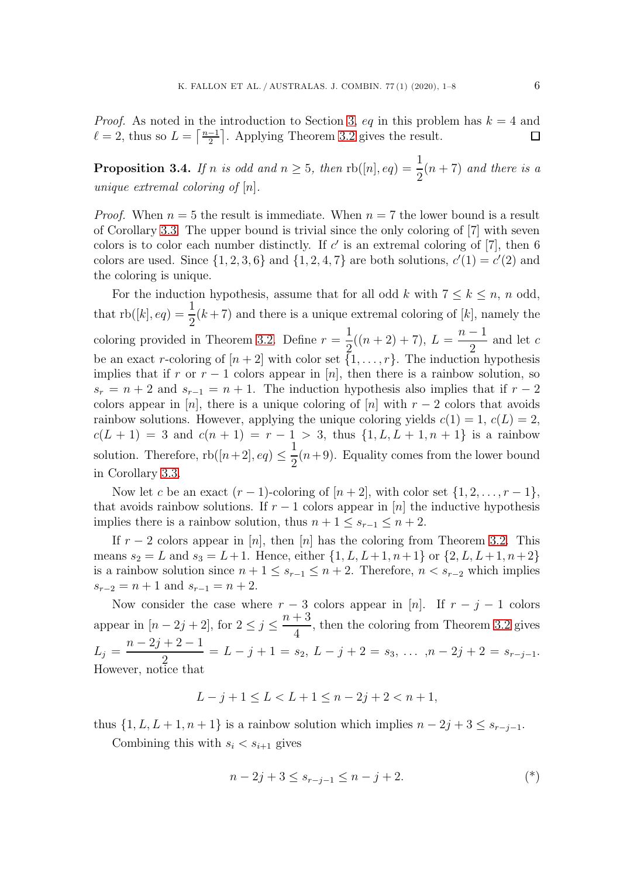*Proof.* As noted in the introduction to Section 3, $eq$ in this problem has $k = 4$ and $\ell = 2$, thus so $L = \lceil \frac{n-1}{2} \rceil$. Applying Theorem 3.2 gives the result. $\square$

**Proposition 3.4.** *If $n$ is odd and $n \geq 5$, then* $\mathrm{rb}([n], eq) = \dfrac{1}{2}(n+7)$ *and there is a unique extremal coloring of* $[n]$.

*Proof.* When $n = 5$ the result is immediate. When $n = 7$ the lower bound is a result of Corollary 3.3. The upper bound is trivial since the only coloring of $[7]$ with seven colors is to color each number distinctly. If $c'$ is an extremal coloring of $[7]$, then 6 colors are used. Since $\{1, 2, 3, 6\}$ and $\{1, 2, 4, 7\}$ are both solutions, $c'(1) = c'(2)$ and the coloring is unique.

For the induction hypothesis, assume that for all odd $k$ with $7 \leq k \leq n$, $n$ odd, that $\mathrm{rb}([k], eq) = \dfrac{1}{2}(k+7)$ and there is a unique extremal coloring of $[k]$, namely the coloring provided in Theorem 3.2. Define $r = \dfrac{1}{2}((n+2)+7)$, $L = \dfrac{n-1}{2}$ and let $c$ be an exact $r$-coloring of $[n+2]$ with color set $\{1, \ldots, r\}$. The induction hypothesis implies that if $r$ or $r-1$ colors appear in $[n]$, then there is a rainbow solution, so $s_r = n+2$ and $s_{r-1} = n+1$. The induction hypothesis also implies that if $r-2$ colors appear in $[n]$, there is a unique coloring of $[n]$ with $r-2$ colors that avoids rainbow solutions. However, applying the unique coloring yields $c(1) = 1$, $c(L) = 2$, $c(L+1) = 3$ and $c(n+1) = r-1 > 3$, thus $\{1, L, L+1, n+1\}$ is a rainbow solution. Therefore, $\mathrm{rb}([n+2], eq) \leq \dfrac{1}{2}(n+9)$. Equality comes from the lower bound in Corollary 3.3.

Now let $c$ be an exact $(r-1)$-coloring of $[n+2]$, with color set $\{1, 2, \ldots, r-1\}$, that avoids rainbow solutions. If $r-1$ colors appear in $[n]$ the inductive hypothesis implies there is a rainbow solution, thus $n+1 \leq s_{r-1} \leq n+2$.

If $r-2$ colors appear in $[n]$, then $[n]$ has the coloring from Theorem 3.2. This means $s_2 = L$ and $s_3 = L+1$. Hence, either $\{1, L, L+1, n+1\}$ or $\{2, L, L+1, n+2\}$ is a rainbow solution since $n+1 \leq s_{r-1} \leq n+2$. Therefore, $n < s_{r-2}$ which implies $s_{r-2} = n+1$ and $s_{r-1} = n+2$.

Now consider the case where $r-3$ colors appear in $[n]$. If $r-j-1$ colors appear in $[n-2j+2]$, for $2 \leq j \leq \dfrac{n+3}{4}$, then the coloring from Theorem 3.2 gives $L_j = \dfrac{n-2j+2-1}{2} = L-j+1 = s_2$, $L-j+2 = s_3$, $\ldots$ ,$n-2j+2 = s_{r-j-1}$. However, notice that

$$L-j+1 \leq L < L+1 \leq n-2j+2 < n+1,$$

thus $\{1, L, L+1, n+1\}$ is a rainbow solution which implies $n-2j+3 \leq s_{r-j-1}$.

Combining this with $s_i < s_{i+1}$ gives

$$n-2j+3 \leq s_{r-j-1} \leq n-j+2. \tag{*}$$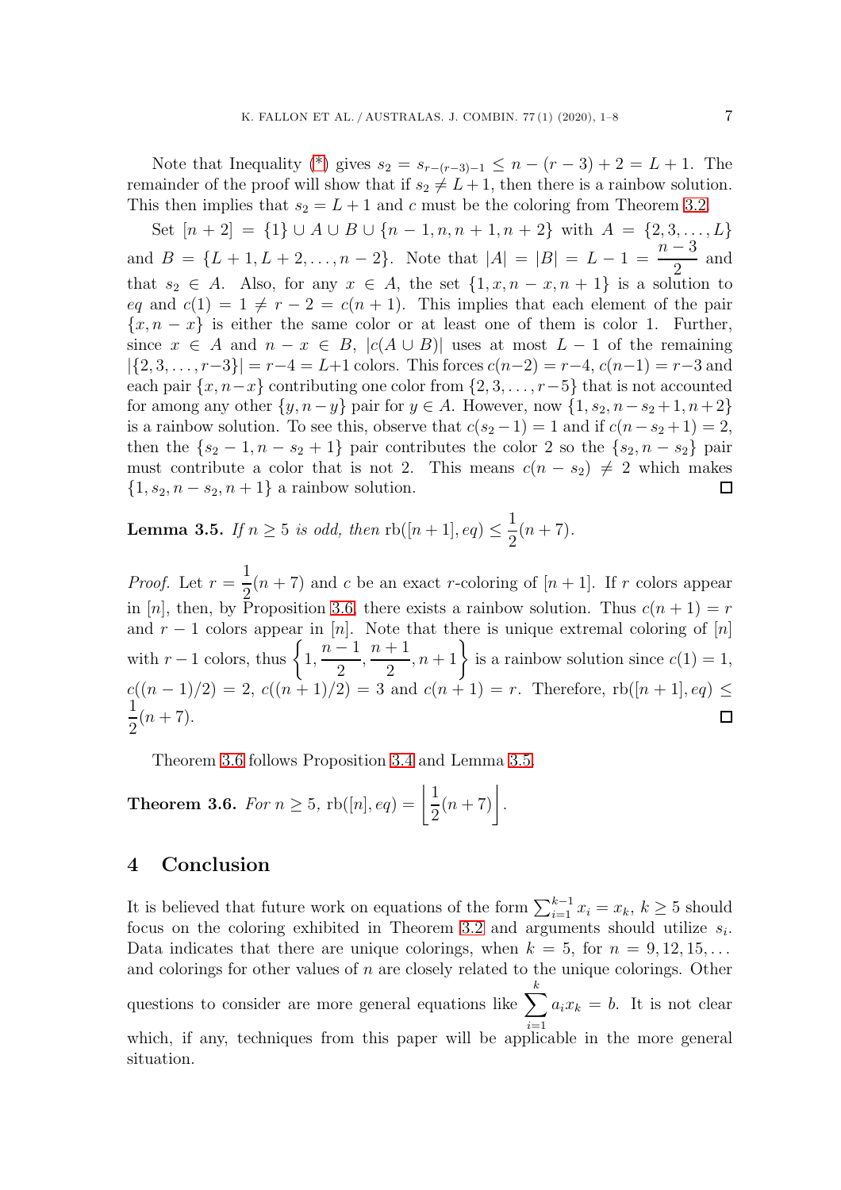Note that Inequality (*) gives $s_2 = s_{r-(r-3)-1} \leq n-(r-3)+2 = L+1$. The remainder of the proof will show that if $s_2 \neq L+1$, then there is a rainbow solution. This then implies that $s_2 = L+1$ and $c$ must be the coloring from Theorem 3.2.

Set $[n+2] = \{1\} \cup A \cup B \cup \{n-1, n, n+1, n+2\}$ with $A = \{2, 3, \ldots, L\}$ and $B = \{L+1, L+2, \ldots, n-2\}$. Note that $|A| = |B| = L-1 = \dfrac{n-3}{2}$ and that $s_2 \in A$. Also, for any $x \in A$, the set $\{1, x, n-x, n+1\}$ is a solution to $eq$ and $c(1) = 1 \neq r-2 = c(n+1)$. This implies that each element of the pair $\{x, n-x\}$ is either the same color or at least one of them is color 1. Further, since $x \in A$ and $n-x \in B$, $|c(A \cup B)|$ uses at most $L-1$ of the remaining $|\{2, 3, \ldots, r-3\}| = r-4 = L+1$ colors. This forces $c(n-2) = r-4$, $c(n-1) = r-3$ and each pair $\{x, n-x\}$ contributing one color from $\{2, 3, \ldots, r-5\}$ that is not accounted for among any other $\{y, n-y\}$ pair for $y \in A$. However, now $\{1, s_2, n-s_2+1, n+2\}$ is a rainbow solution. To see this, observe that $c(s_2-1) = 1$ and if $c(n-s_2+1) = 2$, then the $\{s_2-1, n-s_2+1\}$ pair contributes the color 2 so the $\{s_2, n-s_2\}$ pair must contribute a color that is not 2. This means $c(n-s_2) \neq 2$ which makes $\{1, s_2, n-s_2, n+1\}$ a rainbow solution. ∎

**Lemma 3.5.** *If $n \geq 5$ is odd, then* $\mathrm{rb}([n+1], eq) \leq \dfrac{1}{2}(n+7)$.

*Proof.* Let $r = \dfrac{1}{2}(n+7)$ and $c$ be an exact $r$-coloring of $[n+1]$. If $r$ colors appear in $[n]$, then, by Proposition 3.6, there exists a rainbow solution. Thus $c(n+1) = r$ and $r-1$ colors appear in $[n]$. Note that there is unique extremal coloring of $[n]$ with $r-1$ colors, thus $\left\{1, \dfrac{n-1}{2}, \dfrac{n+1}{2}, n+1\right\}$ is a rainbow solution since $c(1) = 1$, $c((n-1)/2) = 2$, $c((n+1)/2) = 3$ and $c(n+1) = r$. Therefore, $\mathrm{rb}([n+1], eq) \leq \dfrac{1}{2}(n+7)$. ∎

Theorem 3.6 follows Proposition 3.4 and Lemma 3.5.

**Theorem 3.6.** *For $n \geq 5$,* $\mathrm{rb}([n], eq) = \left\lfloor \dfrac{1}{2}(n+7) \right\rfloor$.

## 4 Conclusion

It is believed that future work on equations of the form $\sum_{i=1}^{k-1} x_i = x_k$, $k \geq 5$ should focus on the coloring exhibited in Theorem 3.2 and arguments should utilize $s_i$. Data indicates that there are unique colorings, when $k = 5$, for $n = 9, 12, 15, \ldots$ and colorings for other values of $n$ are closely related to the unique colorings. Other questions to consider are more general equations like $\sum_{i=1}^{k} a_i x_k = b$. It is not clear which, if any, techniques from this paper will be applicable in the more general situation.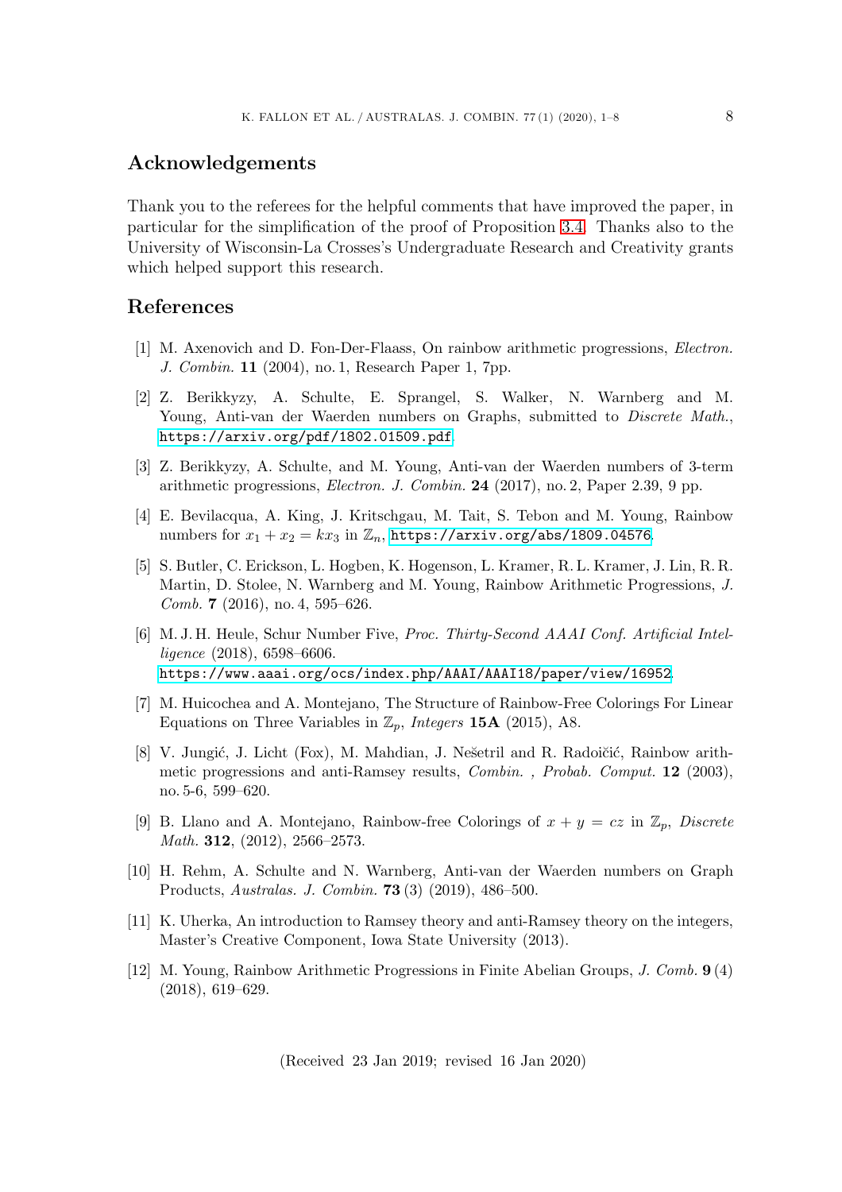## Acknowledgements

Thank you to the referees for the helpful comments that have improved the paper, in particular for the simplification of the proof of Proposition 3.4. Thanks also to the University of Wisconsin-La Crosses's Undergraduate Research and Creativity grants which helped support this research.

## References

[1] M. Axenovich and D. Fon-Der-Flaass, On rainbow arithmetic progressions, *Electron. J. Combin.* **11** (2004), no. 1, Research Paper 1, 7pp.

[2] Z. Berikkyzy, A. Schulte, E. Sprangel, S. Walker, N. Warnberg and M. Young, Anti-van der Waerden numbers on Graphs, submitted to *Discrete Math.*, https://arxiv.org/pdf/1802.01509.pdf.

[3] Z. Berikkyzy, A. Schulte, and M. Young, Anti-van der Waerden numbers of 3-term arithmetic progressions, *Electron. J. Combin.* **24** (2017), no. 2, Paper 2.39, 9 pp.

[4] E. Bevilacqua, A. King, J. Kritschgau, M. Tait, S. Tebon and M. Young, Rainbow numbers for $x_1 + x_2 = kx_3$ in $\mathbb{Z}_n$, https://arxiv.org/abs/1809.04576.

[5] S. Butler, C. Erickson, L. Hogben, K. Hogenson, L. Kramer, R. L. Kramer, J. Lin, R. R. Martin, D. Stolee, N. Warnberg and M. Young, Rainbow Arithmetic Progressions, *J. Comb.* **7** (2016), no. 4, 595–626.

[6] M. J. H. Heule, Schur Number Five, *Proc. Thirty-Second AAAI Conf. Artificial Intelligence* (2018), 6598–6606. https://www.aaai.org/ocs/index.php/AAAI/AAAI18/paper/view/16952.

[7] M. Huicochea and A. Montejano, The Structure of Rainbow-Free Colorings For Linear Equations on Three Variables in $\mathbb{Z}_p$, *Integers* **15A** (2015), A8.

[8] V. Jungić, J. Licht (Fox), M. Mahdian, J. Nešetril and R. Radoičić, Rainbow arithmetic progressions and anti-Ramsey results, *Combin. , Probab. Comput.* **12** (2003), no. 5-6, 599–620.

[9] B. Llano and A. Montejano, Rainbow-free Colorings of $x + y = cz$ in $\mathbb{Z}_p$, *Discrete Math.* **312**, (2012), 2566–2573.

[10] H. Rehm, A. Schulte and N. Warnberg, Anti-van der Waerden numbers on Graph Products, *Australas. J. Combin.* **73** (3) (2019), 486–500.

[11] K. Uherka, An introduction to Ramsey theory and anti-Ramsey theory on the integers, Master's Creative Component, Iowa State University (2013).

[12] M. Young, Rainbow Arithmetic Progressions in Finite Abelian Groups, *J. Comb.* **9** (4) (2018), 619–629.

(Received 23 Jan 2019; revised 16 Jan 2020)